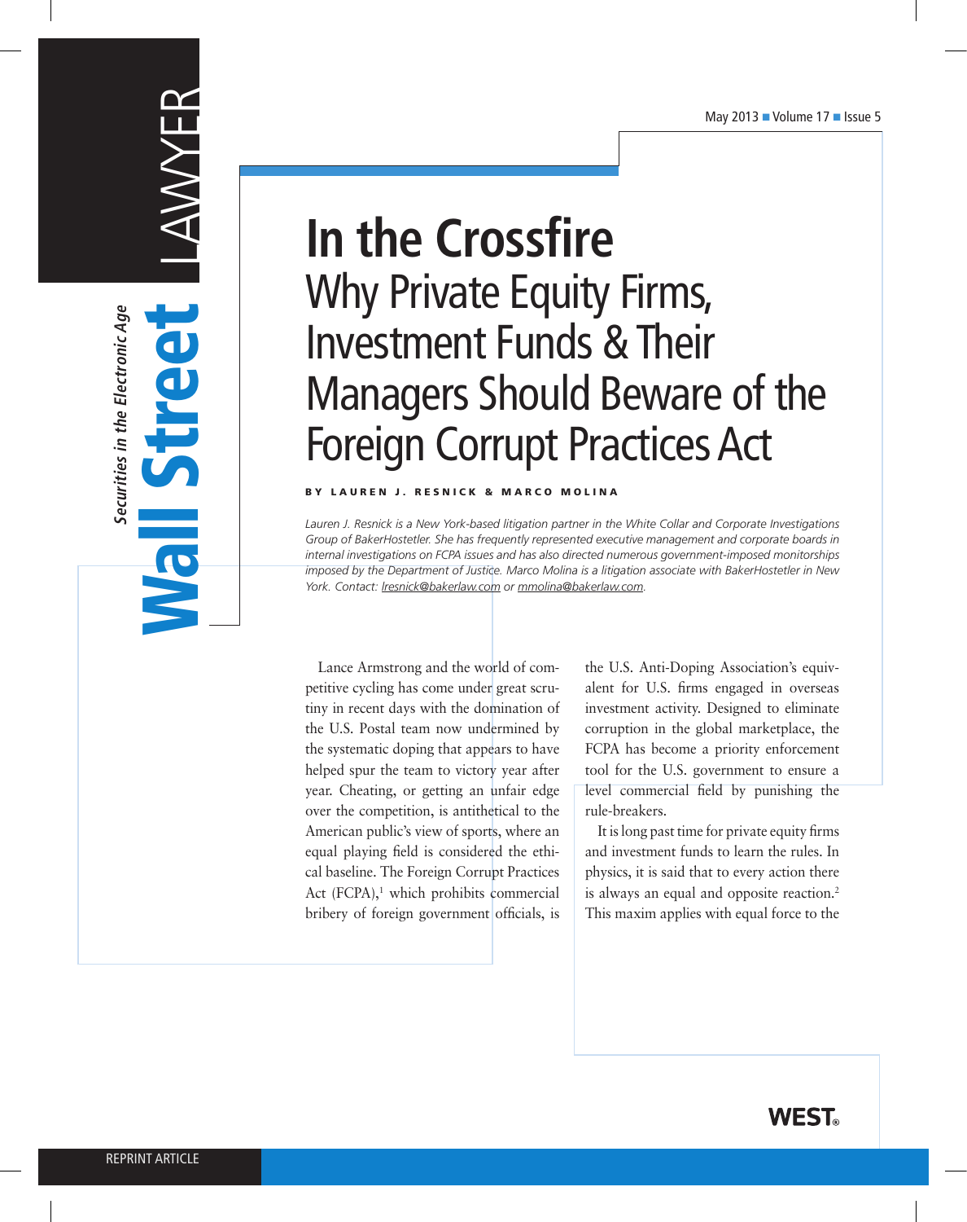# In the Crossfire

## Why Private Equity Firms, Investment Funds & Their Managers Should Beware of the Foreign Corrupt Practices Act

**BY LAUREN J. RESNICK & MARCO MOLINA**

*Lauren J. Resnick is a New York-based litigation partner in the White Collar and Corporate Investigations Group of BakerHostetler. She has frequently represented executive management and corporate boards in internal investigations on FCPA issues and has also directed numerous government-imposed monitorships imposed by the Department of Justice. Marco Molina is a litigation associate with BakerHostetler in New York. Contact: lresnick@bakerlaw.com or mmolina@bakerlaw.com.*

Lance Armstrong and the world of competitive cycling has come under great scrutiny in recent days with the domination of the U.S. Postal team now undermined by the systematic doping that appears to have helped spur the team to victory year after year. Cheating, or getting an unfair edge over the competition, is antithetical to the American public's view of sports, where an equal playing field is considered the ethical baseline. The Foreign Corrupt Practices Act (FCPA),[1] which prohibits commercial bribery of foreign government officials, is the U.S. Anti-Doping Association's equivalent for U.S. firms engaged in overseas investment activity. Designed to eliminate corruption in the global marketplace, the FCPA has become a priority enforcement tool for the U.S. government to ensure a level commercial field by punishing the rule-breakers.

It is long past time for private equity firms and investment funds to learn the rules. In physics, it is said that to every action there is always an equal and opposite reaction.[2] This maxim applies with equal force to the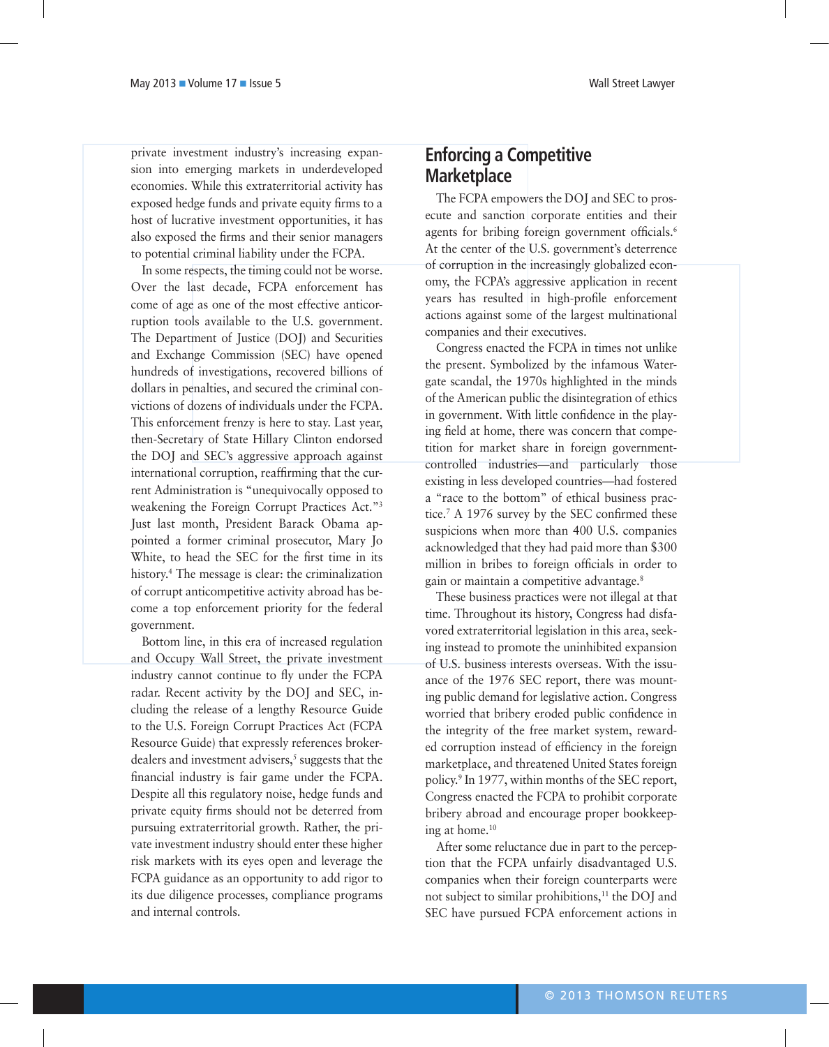private investment industry's increasing expansion into emerging markets in underdeveloped economies. While this extraterritorial activity has exposed hedge funds and private equity firms to a host of lucrative investment opportunities, it has also exposed the firms and their senior managers to potential criminal liability under the FCPA.

In some respects, the timing could not be worse. Over the last decade, FCPA enforcement has come of age as one of the most effective anticorruption tools available to the U.S. government. The Department of Justice (DOJ) and Securities and Exchange Commission (SEC) have opened hundreds of investigations, recovered billions of dollars in penalties, and secured the criminal convictions of dozens of individuals under the FCPA. This enforcement frenzy is here to stay. Last year, then-Secretary of State Hillary Clinton endorsed the DOJ and SEC's aggressive approach against international corruption, reaffirming that the current Administration is "unequivocally opposed to weakening the Foreign Corrupt Practices Act."[3] Just last month, President Barack Obama appointed a former criminal prosecutor, Mary Jo White, to head the SEC for the first time in its history.[4] The message is clear: the criminalization of corrupt anticompetitive activity abroad has become a top enforcement priority for the federal government.

Bottom line, in this era of increased regulation and Occupy Wall Street, the private investment industry cannot continue to fly under the FCPA radar. Recent activity by the DOJ and SEC, including the release of a lengthy Resource Guide to the U.S. Foreign Corrupt Practices Act (FCPA Resource Guide) that expressly references broker-dealers and investment advisers,[5] suggests that the financial industry is fair game under the FCPA. Despite all this regulatory noise, hedge funds and private equity firms should not be deterred from pursuing extraterritorial growth. Rather, the private investment industry should enter these higher risk markets with its eyes open and leverage the FCPA guidance as an opportunity to add rigor to its due diligence processes, compliance programs and internal controls.

## Enforcing a Competitive Marketplace

The FCPA empowers the DOJ and SEC to prosecute and sanction corporate entities and their agents for bribing foreign government officials.[6] At the center of the U.S. government's deterrence of corruption in the increasingly globalized economy, the FCPA's aggressive application in recent years has resulted in high-profile enforcement actions against some of the largest multinational companies and their executives.

Congress enacted the FCPA in times not unlike the present. Symbolized by the infamous Watergate scandal, the 1970s highlighted in the minds of the American public the disintegration of ethics in government. With little confidence in the playing field at home, there was concern that competition for market share in foreign government-controlled industries—and particularly those existing in less developed countries—had fostered a "race to the bottom" of ethical business practice.[7] A 1976 survey by the SEC confirmed these suspicions when more than 400 U.S. companies acknowledged that they had paid more than $300 million in bribes to foreign officials in order to gain or maintain a competitive advantage.[8]

These business practices were not illegal at that time. Throughout its history, Congress had disfavored extraterritorial legislation in this area, seeking instead to promote the uninhibited expansion of U.S. business interests overseas. With the issuance of the 1976 SEC report, there was mounting public demand for legislative action. Congress worried that bribery eroded public confidence in the integrity of the free market system, rewarded corruption instead of efficiency in the foreign marketplace, and threatened United States foreign policy.[9] In 1977, within months of the SEC report, Congress enacted the FCPA to prohibit corporate bribery abroad and encourage proper bookkeeping at home.[10]

After some reluctance due in part to the perception that the FCPA unfairly disadvantaged U.S. companies when their foreign counterparts were not subject to similar prohibitions,[11] the DOJ and SEC have pursued FCPA enforcement actions in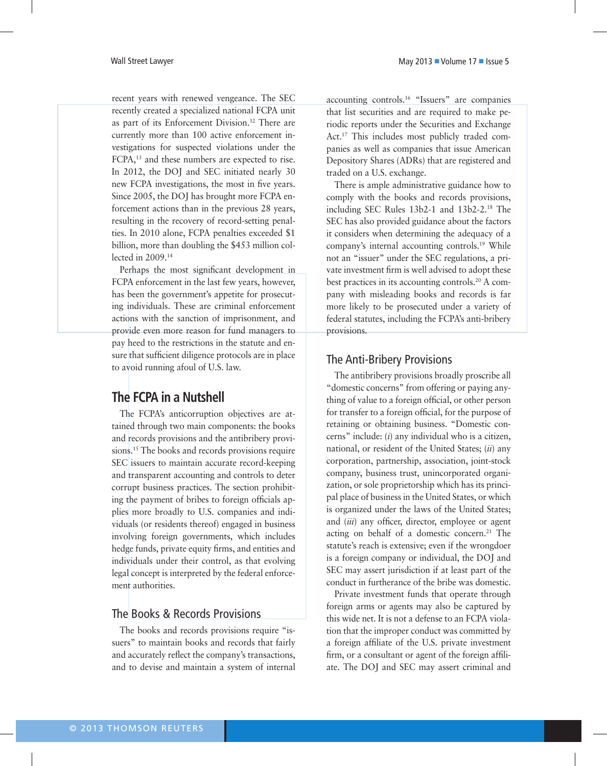recent years with renewed vengeance. The SEC recently created a specialized national FCPA unit as part of its Enforcement Division.[12] There are currently more than 100 active enforcement investigations for suspected violations under the FCPA,[13] and these numbers are expected to rise. In 2012, the DOJ and SEC initiated nearly 30 new FCPA investigations, the most in five years. Since 2005, the DOJ has brought more FCPA enforcement actions than in the previous 28 years, resulting in the recovery of record-setting penalties. In 2010 alone, FCPA penalties exceeded $1 billion, more than doubling the $453 million collected in 2009.[14]

Perhaps the most significant development in FCPA enforcement in the last few years, however, has been the government's appetite for prosecuting individuals. These are criminal enforcement actions with the sanction of imprisonment, and provide even more reason for fund managers to pay heed to the restrictions in the statute and ensure that sufficient diligence protocols are in place to avoid running afoul of U.S. law.

## The FCPA in a Nutshell

The FCPA's anticorruption objectives are attained through two main components: the books and records provisions and the antibribery provisions.[15] The books and records provisions require SEC issuers to maintain accurate record-keeping and transparent accounting and controls to deter corrupt business practices. The section prohibiting the payment of bribes to foreign officials applies more broadly to U.S. companies and individuals (or residents thereof) engaged in business involving foreign governments, which includes hedge funds, private equity firms, and entities and individuals under their control, as that evolving legal concept is interpreted by the federal enforcement authorities.

### The Books & Records Provisions

The books and records provisions require "issuers" to maintain books and records that fairly and accurately reflect the company's transactions, and to devise and maintain a system of internal accounting controls.[16] "Issuers" are companies that list securities and are required to make periodic reports under the Securities and Exchange Act.[17] This includes most publicly traded companies as well as companies that issue American Depository Shares (ADRs) that are registered and traded on a U.S. exchange.

There is ample administrative guidance how to comply with the books and records provisions, including SEC Rules 13b2-1 and 13b2-2.[18] The SEC has also provided guidance about the factors it considers when determining the adequacy of a company's internal accounting controls.[19] While not an "issuer" under the SEC regulations, a private investment firm is well advised to adopt these best practices in its accounting controls.[20] A company with misleading books and records is far more likely to be prosecuted under a variety of federal statutes, including the FCPA's anti-bribery provisions.

### The Anti-Bribery Provisions

The antibribery provisions broadly proscribe all "domestic concerns" from offering or paying anything of value to a foreign official, or other person for transfer to a foreign official, for the purpose of retaining or obtaining business. "Domestic concerns" include: (*i*) any individual who is a citizen, national, or resident of the United States; (*ii*) any corporation, partnership, association, joint-stock company, business trust, unincorporated organization, or sole proprietorship which has its principal place of business in the United States, or which is organized under the laws of the United States; and (*iii*) any officer, director, employee or agent acting on behalf of a domestic concern.[21] The statute's reach is extensive; even if the wrongdoer is a foreign company or individual, the DOJ and SEC may assert jurisdiction if at least part of the conduct in furtherance of the bribe was domestic.

Private investment funds that operate through foreign arms or agents may also be captured by this wide net. It is not a defense to an FCPA violation that the improper conduct was committed by a foreign affiliate of the U.S. private investment firm, or a consultant or agent of the foreign affiliate. The DOJ and SEC may assert criminal and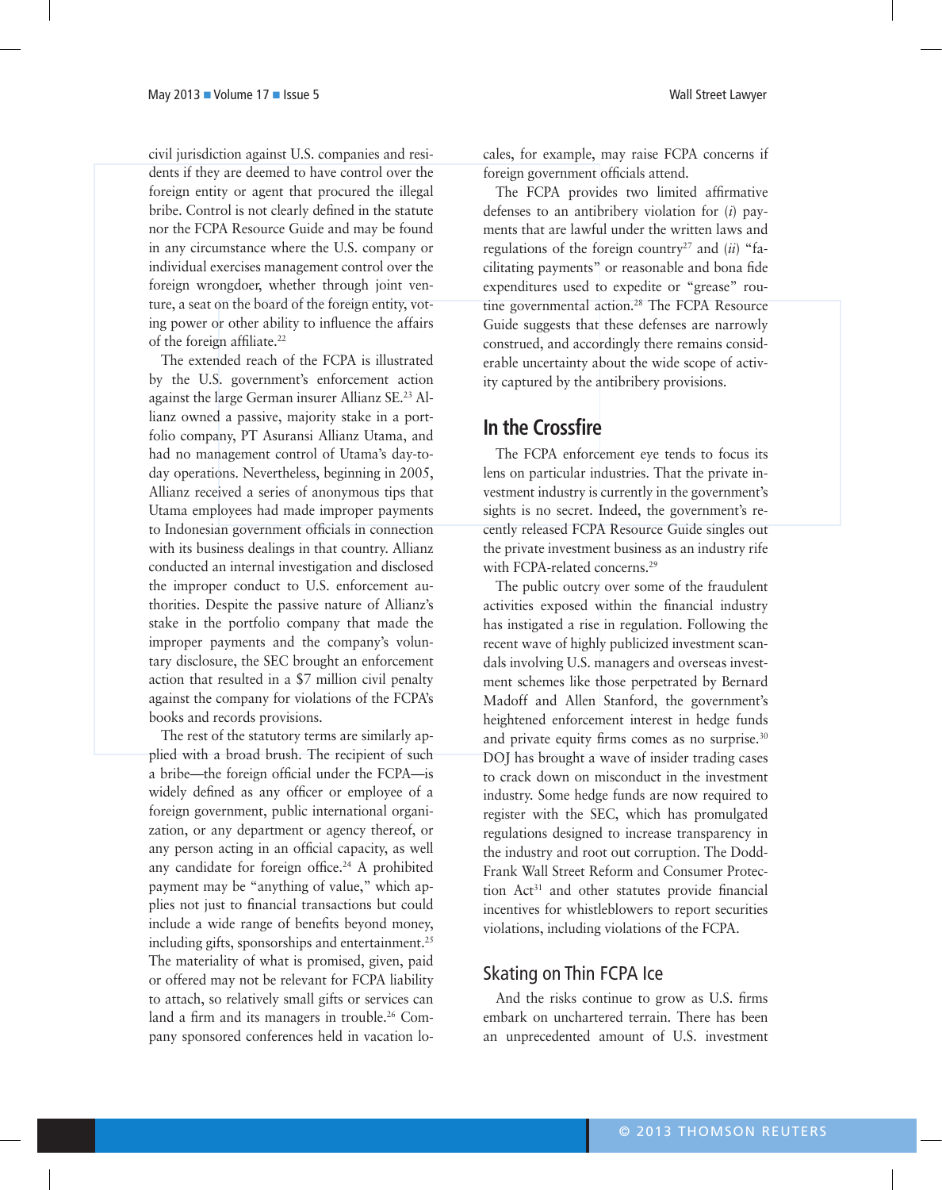civil jurisdiction against U.S. companies and residents if they are deemed to have control over the foreign entity or agent that procured the illegal bribe. Control is not clearly defined in the statute nor the FCPA Resource Guide and may be found in any circumstance where the U.S. company or individual exercises management control over the foreign wrongdoer, whether through joint venture, a seat on the board of the foreign entity, voting power or other ability to influence the affairs of the foreign affiliate.[22]

The extended reach of the FCPA is illustrated by the U.S. government's enforcement action against the large German insurer Allianz SE.[23] Allianz owned a passive, majority stake in a portfolio company, PT Asuransi Allianz Utama, and had no management control of Utama's day-to-day operations. Nevertheless, beginning in 2005, Allianz received a series of anonymous tips that Utama employees had made improper payments to Indonesian government officials in connection with its business dealings in that country. Allianz conducted an internal investigation and disclosed the improper conduct to U.S. enforcement authorities. Despite the passive nature of Allianz's stake in the portfolio company that made the improper payments and the company's voluntary disclosure, the SEC brought an enforcement action that resulted in a $7 million civil penalty against the company for violations of the FCPA's books and records provisions.

The rest of the statutory terms are similarly applied with a broad brush. The recipient of such a bribe—the foreign official under the FCPA—is widely defined as any officer or employee of a foreign government, public international organization, or any department or agency thereof, or any person acting in an official capacity, as well any candidate for foreign office.[24] A prohibited payment may be "anything of value," which applies not just to financial transactions but could include a wide range of benefits beyond money, including gifts, sponsorships and entertainment.[25] The materiality of what is promised, given, paid or offered may not be relevant for FCPA liability to attach, so relatively small gifts or services can land a firm and its managers in trouble.[26] Company sponsored conferences held in vacation locales, for example, may raise FCPA concerns if foreign government officials attend.

The FCPA provides two limited affirmative defenses to an antibribery violation for (*i*) payments that are lawful under the written laws and regulations of the foreign country[27] and (*ii*) "facilitating payments" or reasonable and bona fide expenditures used to expedite or "grease" routine governmental action.[28] The FCPA Resource Guide suggests that these defenses are narrowly construed, and accordingly there remains considerable uncertainty about the wide scope of activity captured by the antibribery provisions.

## In the Crossfire

The FCPA enforcement eye tends to focus its lens on particular industries. That the private investment industry is currently in the government's sights is no secret. Indeed, the government's recently released FCPA Resource Guide singles out the private investment business as an industry rife with FCPA-related concerns.[29]

The public outcry over some of the fraudulent activities exposed within the financial industry has instigated a rise in regulation. Following the recent wave of highly publicized investment scandals involving U.S. managers and overseas investment schemes like those perpetrated by Bernard Madoff and Allen Stanford, the government's heightened enforcement interest in hedge funds and private equity firms comes as no surprise.[30] DOJ has brought a wave of insider trading cases to crack down on misconduct in the investment industry. Some hedge funds are now required to register with the SEC, which has promulgated regulations designed to increase transparency in the industry and root out corruption. The Dodd-Frank Wall Street Reform and Consumer Protection Act[31] and other statutes provide financial incentives for whistleblowers to report securities violations, including violations of the FCPA.

### Skating on Thin FCPA Ice

And the risks continue to grow as U.S. firms embark on unchartered terrain. There has been an unprecedented amount of U.S. investment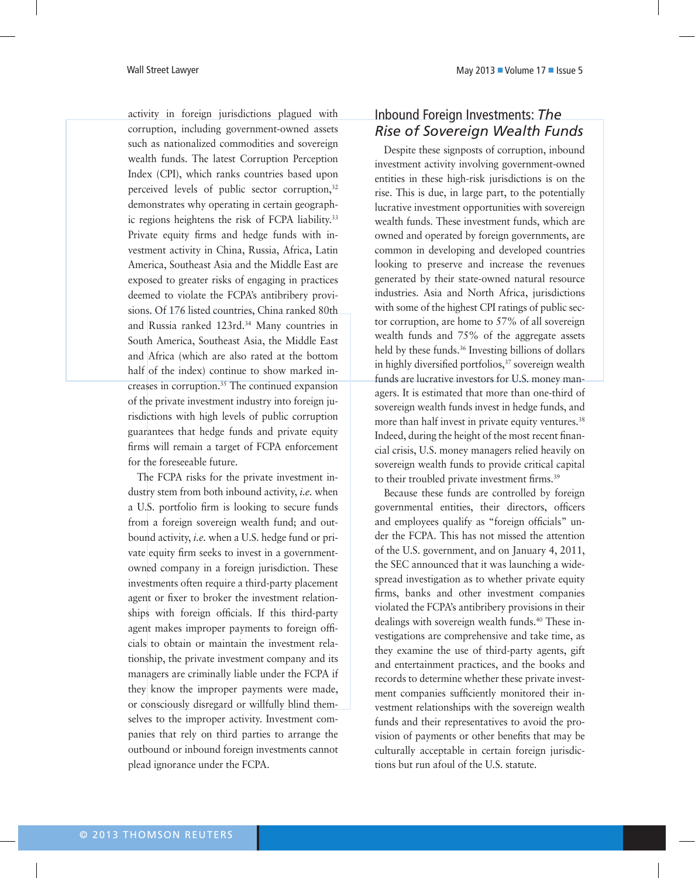activity in foreign jurisdictions plagued with corruption, including government-owned assets such as nationalized commodities and sovereign wealth funds. The latest Corruption Perception Index (CPI), which ranks countries based upon perceived levels of public sector corruption,[32] demonstrates why operating in certain geographic regions heightens the risk of FCPA liability.[33] Private equity firms and hedge funds with investment activity in China, Russia, Africa, Latin America, Southeast Asia and the Middle East are exposed to greater risks of engaging in practices deemed to violate the FCPA's antibribery provisions. Of 176 listed countries, China ranked 80th and Russia ranked 123rd.[34] Many countries in South America, Southeast Asia, the Middle East and Africa (which are also rated at the bottom half of the index) continue to show marked increases in corruption.[35] The continued expansion of the private investment industry into foreign jurisdictions with high levels of public corruption guarantees that hedge funds and private equity firms will remain a target of FCPA enforcement for the foreseeable future.

The FCPA risks for the private investment industry stem from both inbound activity, *i.e.* when a U.S. portfolio firm is looking to secure funds from a foreign sovereign wealth fund; and outbound activity, *i.e.* when a U.S. hedge fund or private equity firm seeks to invest in a government-owned company in a foreign jurisdiction. These investments often require a third-party placement agent or fixer to broker the investment relationships with foreign officials. If this third-party agent makes improper payments to foreign officials to obtain or maintain the investment relationship, the private investment company and its managers are criminally liable under the FCPA if they know the improper payments were made, or consciously disregard or willfully blind themselves to the improper activity. Investment companies that rely on third parties to arrange the outbound or inbound foreign investments cannot plead ignorance under the FCPA.

## Inbound Foreign Investments: *The Rise of Sovereign Wealth Funds*

Despite these signposts of corruption, inbound investment activity involving government-owned entities in these high-risk jurisdictions is on the rise. This is due, in large part, to the potentially lucrative investment opportunities with sovereign wealth funds. These investment funds, which are owned and operated by foreign governments, are common in developing and developed countries looking to preserve and increase the revenues generated by their state-owned natural resource industries. Asia and North Africa, jurisdictions with some of the highest CPI ratings of public sector corruption, are home to 57% of all sovereign wealth funds and 75% of the aggregate assets held by these funds.[36] Investing billions of dollars in highly diversified portfolios,[37] sovereign wealth funds are lucrative investors for U.S. money managers. It is estimated that more than one-third of sovereign wealth funds invest in hedge funds, and more than half invest in private equity ventures.[38] Indeed, during the height of the most recent financial crisis, U.S. money managers relied heavily on sovereign wealth funds to provide critical capital to their troubled private investment firms.[39]

Because these funds are controlled by foreign governmental entities, their directors, officers and employees qualify as "foreign officials" under the FCPA. This has not missed the attention of the U.S. government, and on January 4, 2011, the SEC announced that it was launching a widespread investigation as to whether private equity firms, banks and other investment companies violated the FCPA's antibribery provisions in their dealings with sovereign wealth funds.[40] These investigations are comprehensive and take time, as they examine the use of third-party agents, gift and entertainment practices, and the books and records to determine whether these private investment companies sufficiently monitored their investment relationships with the sovereign wealth funds and their representatives to avoid the provision of payments or other benefits that may be culturally acceptable in certain foreign jurisdictions but run afoul of the U.S. statute.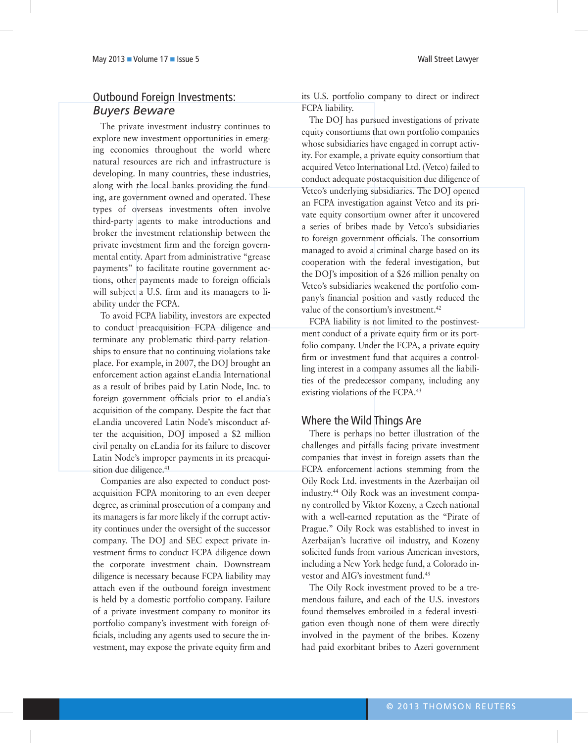## Outbound Foreign Investments: *Buyers Beware*

The private investment industry continues to explore new investment opportunities in emerging economies throughout the world where natural resources are rich and infrastructure is developing. In many countries, these industries, along with the local banks providing the funding, are government owned and operated. These types of overseas investments often involve third-party agents to make introductions and broker the investment relationship between the private investment firm and the foreign governmental entity. Apart from administrative "grease payments" to facilitate routine government actions, other payments made to foreign officials will subject a U.S. firm and its managers to liability under the FCPA.

To avoid FCPA liability, investors are expected to conduct preacquisition FCPA diligence and terminate any problematic third-party relationships to ensure that no continuing violations take place. For example, in 2007, the DOJ brought an enforcement action against eLandia International as a result of bribes paid by Latin Node, Inc. to foreign government officials prior to eLandia's acquisition of the company. Despite the fact that eLandia uncovered Latin Node's misconduct after the acquisition, DOJ imposed a $2 million civil penalty on eLandia for its failure to discover Latin Node's improper payments in its preacquisition due diligence.[41]

Companies are also expected to conduct post-acquisition FCPA monitoring to an even deeper degree, as criminal prosecution of a company and its managers is far more likely if the corrupt activity continues under the oversight of the successor company. The DOJ and SEC expect private investment firms to conduct FCPA diligence down the corporate investment chain. Downstream diligence is necessary because FCPA liability may attach even if the outbound foreign investment is held by a domestic portfolio company. Failure of a private investment company to monitor its portfolio company's investment with foreign officials, including any agents used to secure the investment, may expose the private equity firm and its U.S. portfolio company to direct or indirect FCPA liability.

The DOJ has pursued investigations of private equity consortiums that own portfolio companies whose subsidiaries have engaged in corrupt activity. For example, a private equity consortium that acquired Vetco International Ltd. (Vetco) failed to conduct adequate postacquisition due diligence of Vetco's underlying subsidiaries. The DOJ opened an FCPA investigation against Vetco and its private equity consortium owner after it uncovered a series of bribes made by Vetco's subsidiaries to foreign government officials. The consortium managed to avoid a criminal charge based on its cooperation with the federal investigation, but the DOJ's imposition of a $26 million penalty on Vetco's subsidiaries weakened the portfolio company's financial position and vastly reduced the value of the consortium's investment.[42]

FCPA liability is not limited to the postinvestment conduct of a private equity firm or its portfolio company. Under the FCPA, a private equity firm or investment fund that acquires a controlling interest in a company assumes all the liabilities of the predecessor company, including any existing violations of the FCPA.[43]

## Where the Wild Things Are

There is perhaps no better illustration of the challenges and pitfalls facing private investment companies that invest in foreign assets than the FCPA enforcement actions stemming from the Oily Rock Ltd. investments in the Azerbaijan oil industry.[44] Oily Rock was an investment company controlled by Viktor Kozeny, a Czech national with a well-earned reputation as the "Pirate of Prague." Oily Rock was established to invest in Azerbaijan's lucrative oil industry, and Kozeny solicited funds from various American investors, including a New York hedge fund, a Colorado investor and AIG's investment fund.[45]

The Oily Rock investment proved to be a tremendous failure, and each of the U.S. investors found themselves embroiled in a federal investigation even though none of them were directly involved in the payment of the bribes. Kozeny had paid exorbitant bribes to Azeri government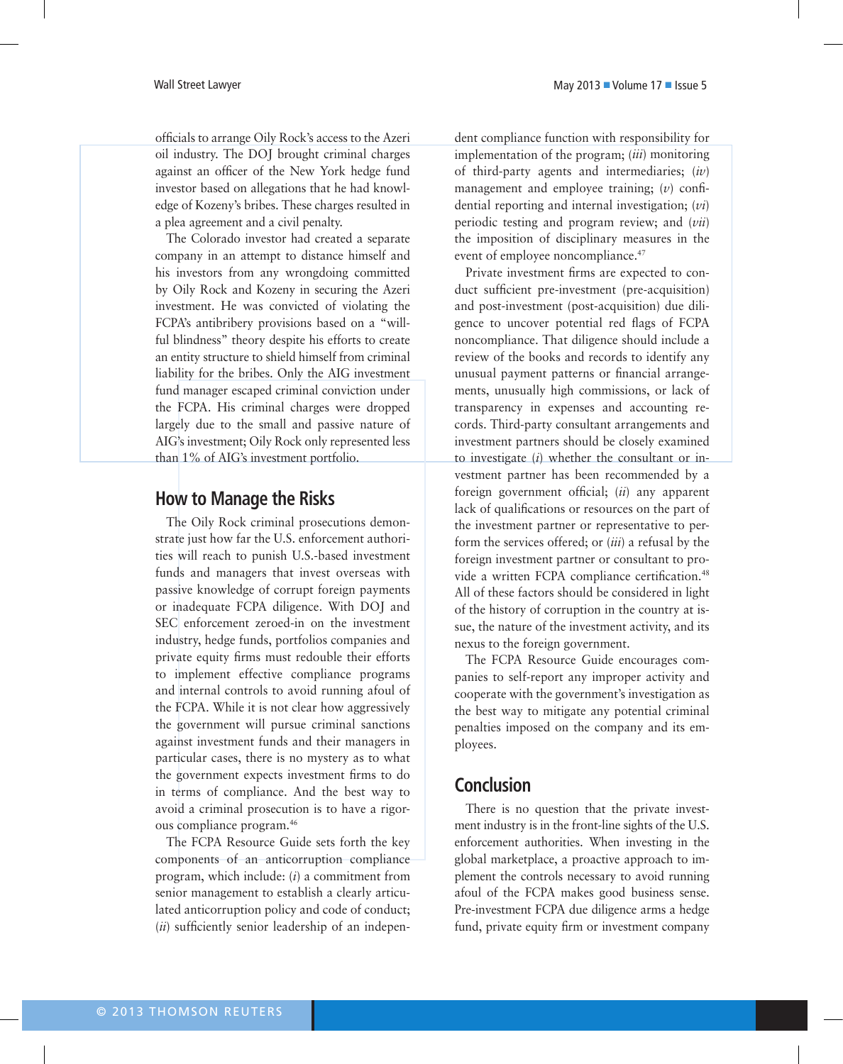officials to arrange Oily Rock's access to the Azeri oil industry. The DOJ brought criminal charges against an officer of the New York hedge fund investor based on allegations that he had knowledge of Kozeny's bribes. These charges resulted in a plea agreement and a civil penalty.

The Colorado investor had created a separate company in an attempt to distance himself and his investors from any wrongdoing committed by Oily Rock and Kozeny in securing the Azeri investment. He was convicted of violating the FCPA's antibribery provisions based on a "willful blindness" theory despite his efforts to create an entity structure to shield himself from criminal liability for the bribes. Only the AIG investment fund manager escaped criminal conviction under the FCPA. His criminal charges were dropped largely due to the small and passive nature of AIG's investment; Oily Rock only represented less than 1% of AIG's investment portfolio.

## How to Manage the Risks

The Oily Rock criminal prosecutions demonstrate just how far the U.S. enforcement authorities will reach to punish U.S.-based investment funds and managers that invest overseas with passive knowledge of corrupt foreign payments or inadequate FCPA diligence. With DOJ and SEC enforcement zeroed-in on the investment industry, hedge funds, portfolios companies and private equity firms must redouble their efforts to implement effective compliance programs and internal controls to avoid running afoul of the FCPA. While it is not clear how aggressively the government will pursue criminal sanctions against investment funds and their managers in particular cases, there is no mystery as to what the government expects investment firms to do in terms of compliance. And the best way to avoid a criminal prosecution is to have a rigorous compliance program.[46]

The FCPA Resource Guide sets forth the key components of an anticorruption compliance program, which include: (*i*) a commitment from senior management to establish a clearly articulated anticorruption policy and code of conduct; (*ii*) sufficiently senior leadership of an independent compliance function with responsibility for implementation of the program; (*iii*) monitoring of third-party agents and intermediaries; (*iv*) management and employee training; (*v*) confidential reporting and internal investigation; (*vi*) periodic testing and program review; and (*vii*) the imposition of disciplinary measures in the event of employee noncompliance.[47]

Private investment firms are expected to conduct sufficient pre-investment (pre-acquisition) and post-investment (post-acquisition) due diligence to uncover potential red flags of FCPA noncompliance. That diligence should include a review of the books and records to identify any unusual payment patterns or financial arrangements, unusually high commissions, or lack of transparency in expenses and accounting records. Third-party consultant arrangements and investment partners should be closely examined to investigate (*i*) whether the consultant or investment partner has been recommended by a foreign government official; (*ii*) any apparent lack of qualifications or resources on the part of the investment partner or representative to perform the services offered; or (*iii*) a refusal by the foreign investment partner or consultant to provide a written FCPA compliance certification.[48] All of these factors should be considered in light of the history of corruption in the country at issue, the nature of the investment activity, and its nexus to the foreign government.

The FCPA Resource Guide encourages companies to self-report any improper activity and cooperate with the government's investigation as the best way to mitigate any potential criminal penalties imposed on the company and its employees.

## Conclusion

There is no question that the private investment industry is in the front-line sights of the U.S. enforcement authorities. When investing in the global marketplace, a proactive approach to implement the controls necessary to avoid running afoul of the FCPA makes good business sense. Pre-investment FCPA due diligence arms a hedge fund, private equity firm or investment company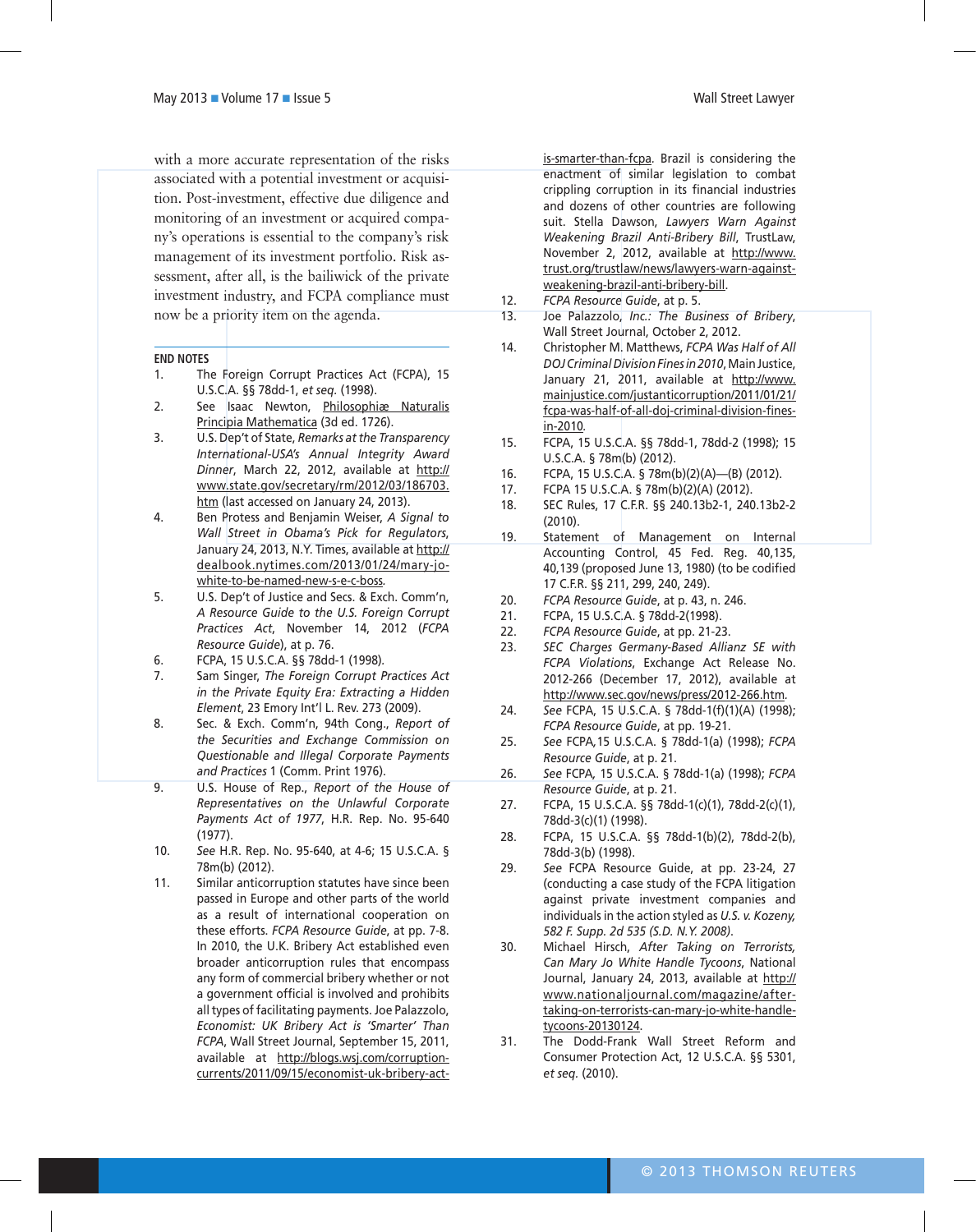with a more accurate representation of the risks associated with a potential investment or acquisition. Post-investment, effective due diligence and monitoring of an investment or acquired company's operations is essential to the company's risk management of its investment portfolio. Risk assessment, after all, is the bailiwick of the private investment industry, and FCPA compliance must now be a priority item on the agenda.

## END NOTES

1. The Foreign Corrupt Practices Act (FCPA), 15 U.S.C.A. §§ 78dd-1, *et seq.* (1998).
2. See Isaac Newton, Philosophiæ Naturalis Principia Mathematica (3d ed. 1726).
3. U.S. Dep't of State, *Remarks at the Transparency International-USA's Annual Integrity Award Dinner*, March 22, 2012, available at http://www.state.gov/secretary/rm/2012/03/186703.htm (last accessed on January 24, 2013).
4. Ben Protess and Benjamin Weiser, *A Signal to Wall Street in Obama's Pick for Regulators*, January 24, 2013, N.Y. Times, available at http://dealbook.nytimes.com/2013/01/24/mary-jo-white-to-be-named-new-s-e-c-boss.
5. U.S. Dep't of Justice and Secs. & Exch. Comm'n, *A Resource Guide to the U.S. Foreign Corrupt Practices Act*, November 14, 2012 (*FCPA Resource Guide*), at p. 76.
6. FCPA, 15 U.S.C.A. §§ 78dd-1 (1998).
7. Sam Singer, *The Foreign Corrupt Practices Act in the Private Equity Era: Extracting a Hidden Element*, 23 Emory Int'l L. Rev. 273 (2009).
8. Sec. & Exch. Comm'n, 94th Cong., *Report of the Securities and Exchange Commission on Questionable and Illegal Corporate Payments and Practices* 1 (Comm. Print 1976).
9. U.S. House of Rep., *Report of the House of Representatives on the Unlawful Corporate Payments Act of 1977*, H.R. Rep. No. 95-640 (1977).
10. *See* H.R. Rep. No. 95-640, at 4-6; 15 U.S.C.A. § 78m(b) (2012).
11. Similar anticorruption statutes have since been passed in Europe and other parts of the world as a result of international cooperation on these efforts. *FCPA Resource Guide*, at pp. 7-8. In 2010, the U.K. Bribery Act established even broader anticorruption rules that encompass any form of commercial bribery whether or not a government official is involved and prohibits all types of facilitating payments. Joe Palazzolo, *Economist: UK Bribery Act is 'Smarter' Than FCPA*, Wall Street Journal, September 15, 2011, available at http://blogs.wsj.com/corruption-currents/2011/09/15/economist-uk-bribery-act-is-smarter-than-fcpa. Brazil is considering the enactment of similar legislation to combat crippling corruption in its financial industries and dozens of other countries are following suit. Stella Dawson, *Lawyers Warn Against Weakening Brazil Anti-Bribery Bill*, TrustLaw, November 2, 2012, available at http://www.trust.org/trustlaw/news/lawyers-warn-against-weakening-brazil-anti-bribery-bill.
12. *FCPA Resource Guide*, at p. 5.
13. Joe Palazzolo, *Inc.: The Business of Bribery*, Wall Street Journal, October 2, 2012.
14. Christopher M. Matthews, *FCPA Was Half of All DOJ Criminal Division Fines in 2010*, Main Justice, January 21, 2011, available at http://www.mainjustice.com/justanticorruption/2011/01/21/fcpa-was-half-of-all-doj-criminal-division-fines-in-2010.
15. FCPA, 15 U.S.C.A. §§ 78dd-1, 78dd-2 (1998); 15 U.S.C.A. § 78m(b) (2012).
16. FCPA, 15 U.S.C.A. § 78m(b)(2)(A)—(B) (2012).
17. FCPA 15 U.S.C.A. § 78m(b)(2)(A) (2012).
18. SEC Rules, 17 C.F.R. §§ 240.13b2-1, 240.13b2-2 (2010).
19. Statement of Management on Internal Accounting Control, 45 Fed. Reg. 40,135, 40,139 (proposed June 13, 1980) (to be codified 17 C.F.R. §§ 211, 299, 240, 249).
20. *FCPA Resource Guide*, at p. 43, n. 246.
21. FCPA, 15 U.S.C.A. § 78dd-2(1998).
22. *FCPA Resource Guide*, at pp. 21-23.
23. *SEC Charges Germany-Based Allianz SE with FCPA Violations*, Exchange Act Release No. 2012-266 (December 17, 2012), available at http://www.sec.gov/news/press/2012-266.htm.
24. *See* FCPA, 15 U.S.C.A. § 78dd-1(f)(1)(A) (1998); *FCPA Resource Guide*, at pp. 19-21.
25. *See* FCPA,15 U.S.C.A. § 78dd-1(a) (1998); *FCPA Resource Guide*, at p. 21.
26. *See* FCPA, 15 U.S.C.A. § 78dd-1(a) (1998); *FCPA Resource Guide*, at p. 21.
27. FCPA, 15 U.S.C.A. §§ 78dd-1(c)(1), 78dd-2(c)(1), 78dd-3(c)(1) (1998).
28. FCPA, 15 U.S.C.A. §§ 78dd-1(b)(2), 78dd-2(b), 78dd-3(b) (1998).
29. *See* FCPA Resource Guide, at pp. 23-24, 27 (conducting a case study of the FCPA litigation against private investment companies and individuals in the action styled as *U.S. v. Kozeny, 582 F. Supp. 2d 535 (S.D. N.Y. 2008)*.
30. Michael Hirsch, *After Taking on Terrorists, Can Mary Jo White Handle Tycoons*, National Journal, January 24, 2013, available at http://www.nationaljournal.com/magazine/after-taking-on-terrorists-can-mary-jo-white-handle-tycoons-20130124.
31. The Dodd-Frank Wall Street Reform and Consumer Protection Act, 12 U.S.C.A. §§ 5301, *et seq.* (2010).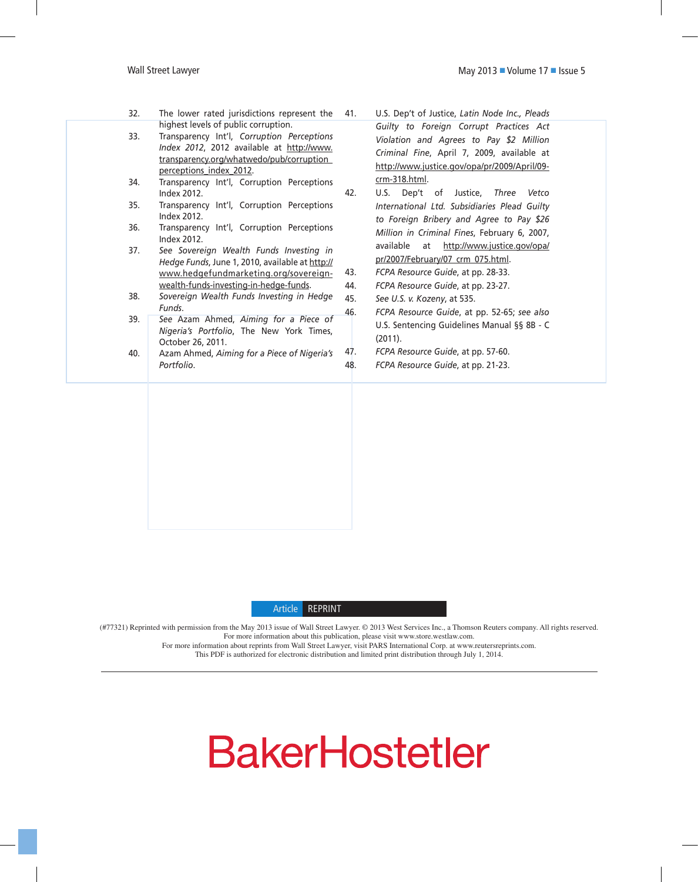32. The lower rated jurisdictions represent the highest levels of public corruption.
33. Transparency Int'l, *Corruption Perceptions Index 2012*, 2012 available at http://www.transparency.org/whatwedo/pub/corruption_perceptions_index_2012.
34. Transparency Int'l, Corruption Perceptions Index 2012.
35. Transparency Int'l, Corruption Perceptions Index 2012.
36. Transparency Int'l, Corruption Perceptions Index 2012.
37. *See Sovereign Wealth Funds Investing in Hedge Funds*, June 1, 2010, available at http://www.hedgefundmarketing.org/sovereign-wealth-funds-investing-in-hedge-funds.
38. *Sovereign Wealth Funds Investing in Hedge Funds*.
39. *See* Azam Ahmed, *Aiming for a Piece of Nigeria's Portfolio*, The New York Times, October 26, 2011.
40. Azam Ahmed, *Aiming for a Piece of Nigeria's Portfolio*.
41. U.S. Dep't of Justice, *Latin Node Inc., Pleads Guilty to Foreign Corrupt Practices Act Violation and Agrees to Pay $2 Million Criminal Fine*, April 7, 2009, available at http://www.justice.gov/opa/pr/2009/April/09-crm-318.html.
42. U.S. Dep't of Justice, *Three Vetco International Ltd. Subsidiaries Plead Guilty to Foreign Bribery and Agree to Pay $26 Million in Criminal Fines*, February 6, 2007, available at http://www.justice.gov/opa/pr/2007/February/07_crm_075.html.
43. *FCPA Resource Guide*, at pp. 28-33.
44. *FCPA Resource Guide*, at pp. 23-27.
45. *See U.S. v. Kozeny*, at 535.
46. *FCPA Resource Guide*, at pp. 52-65; *see also* U.S. Sentencing Guidelines Manual §§ 8B - C (2011).
47. *FCPA Resource Guide*, at pp. 57-60.
48. *FCPA Resource Guide*, at pp. 21-23.

Article REPRINT

(#77321) Reprinted with permission from the May 2013 issue of Wall Street Lawyer. © 2013 West Services Inc., a Thomson Reuters company. All rights reserved.
For more information about this publication, please visit www.store.westlaw.com.
For more information about reprints from Wall Street Lawyer, visit PARS International Corp. at www.reutersreprints.com.
This PDF is authorized for electronic distribution and limited print distribution through July 1, 2014.

BakerHostetler